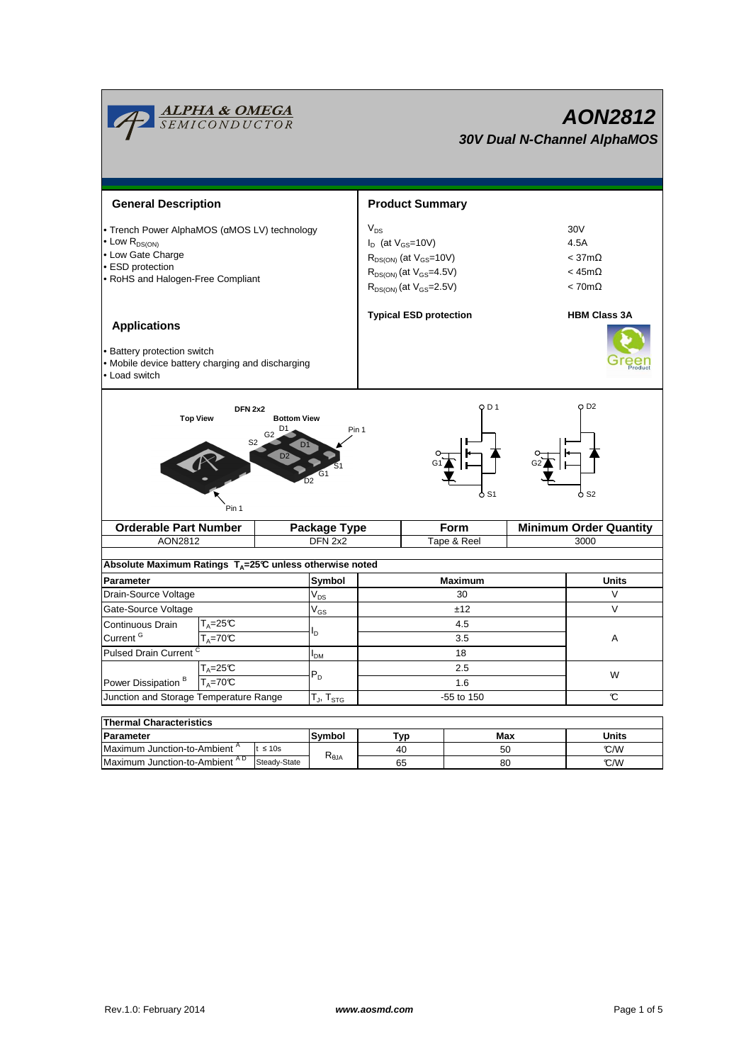# AON2812

## 30V Dual N-Channel AlphaMOS

### General Description

- Trench Power AlphaMOS (αMOS LV) technology
- Low $R_{DS(ON)}$
- Low Gate Charge
- ESD protection
- RoHS and Halogen-Free Compliant

### Applications

- Battery protection switch
- Mobile device battery charging and discharging
- Load switch

### Product Summary

| | |
|---|---|
| $V_{DS}$ | 30V |
| $I_D$ (at $V_{GS}$=10V) | 4.5A |
| $R_{DS(ON)}$ (at $V_{GS}$=10V) | < 37mΩ |
| $R_{DS(ON)}$ (at $V_{GS}$=4.5V) | < 45mΩ |
| $R_{DS(ON)}$ (at $V_{GS}$=2.5V) | < 70mΩ |
| **Typical ESD protection** | **HBM Class 3A** |

DFN 2x2

Top View / Bottom View

| Orderable Part Number | Package Type | Form | Minimum Order Quantity |
|---|---|---|---|
| AON2812 | DFN 2x2 | Tape & Reel | 3000 |

**Absolute Maximum Ratings $T_A$=25°C unless otherwise noted**

| Parameter | | Symbol | Maximum | Units |
|---|---|---|---|---|
| Drain-Source Voltage | | $V_{DS}$ | 30 | V |
| Gate-Source Voltage | | $V_{GS}$ | ±12 | V |
| Continuous Drain Current [G] | $T_A$=25°C | $I_D$ | 4.5 | A |
| | $T_A$=70°C | | 3.5 | |
| Pulsed Drain Current [C] | | $I_{DM}$ | 18 | |
| Power Dissipation [B] | $T_A$=25°C | $P_D$ | 2.5 | W |
| | $T_A$=70°C | | 1.6 | |
| Junction and Storage Temperature Range | | $T_J$, $T_{STG}$ | -55 to 150 | °C |

**Thermal Characteristics**

| Parameter | | Symbol | Typ | Max | Units |
|---|---|---|---|---|---|
| Maximum Junction-to-Ambient [A] | t ≤ 10s | $R_{\theta JA}$ | 40 | 50 | °C/W |
| Maximum Junction-to-Ambient [A D] | Steady-State | | 65 | 80 | °C/W |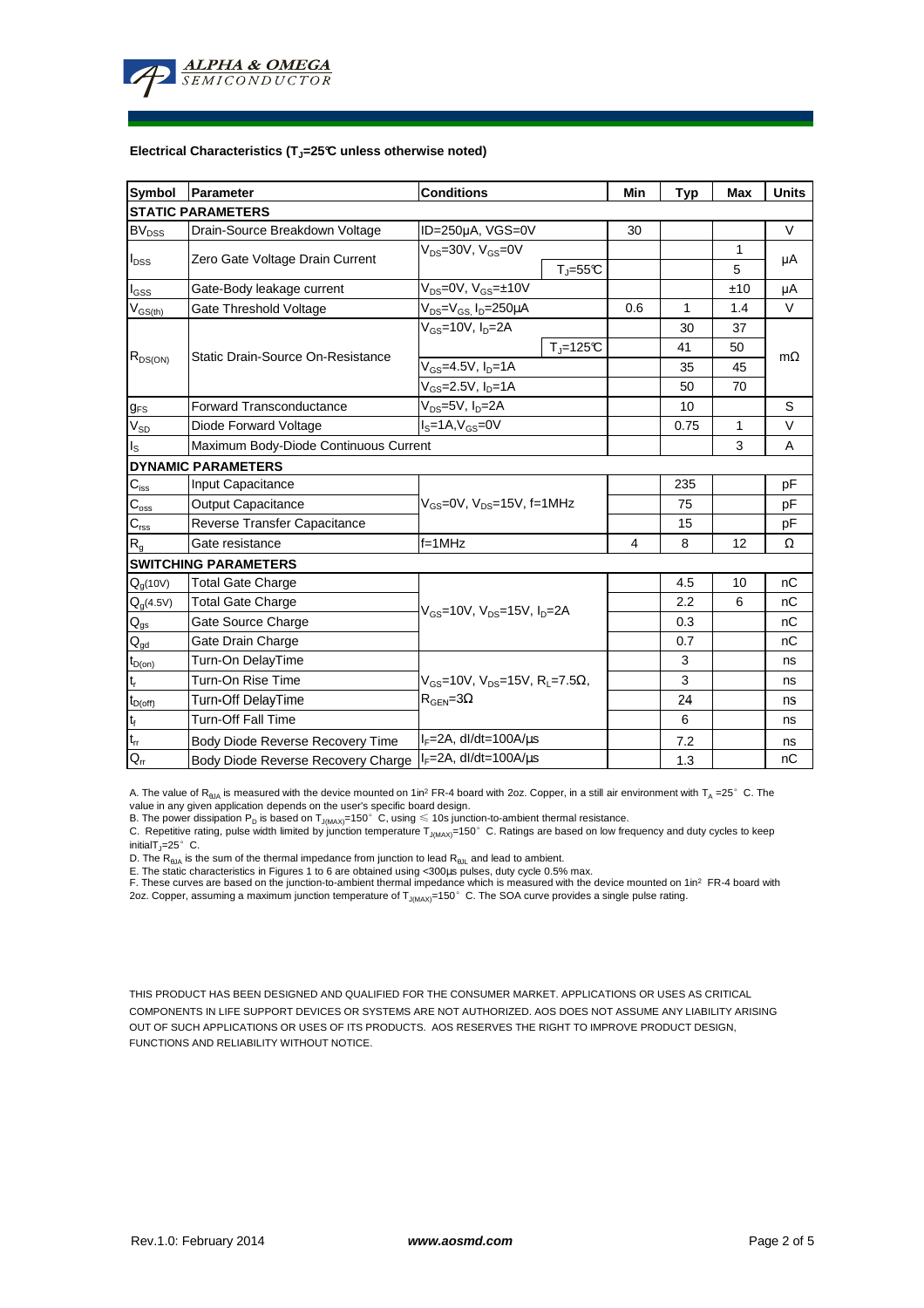**Electrical Characteristics ($T_J$=25°C unless otherwise noted)**

| Symbol | Parameter | Conditions | | Min | Typ | Max | Units |
|---|---|---|---|---|---|---|---|
| **STATIC PARAMETERS** | | | | | | | |
| $BV_{DSS}$ | Drain-Source Breakdown Voltage | ID=250µA, VGS=0V | | 30 | | | V |
| $I_{DSS}$ | Zero Gate Voltage Drain Current | $V_{DS}$=30V, $V_{GS}$=0V | | | | 1 | µA |
| | | | $T_J$=55°C | | | 5 | |
| $I_{GSS}$ | Gate-Body leakage current | $V_{DS}$=0V, $V_{GS}$=±10V | | | | ±10 | µA |
| $V_{GS(th)}$ | Gate Threshold Voltage | $V_{DS}$=$V_{GS}$, $I_D$=250µA | | 0.6 | 1 | 1.4 | V |
| $R_{DS(ON)}$ | Static Drain-Source On-Resistance | $V_{GS}$=10V, $I_D$=2A | | | 30 | 37 | mΩ |
| | | | $T_J$=125°C | | 41 | 50 | |
| | | $V_{GS}$=4.5V, $I_D$=1A | | | 35 | 45 | |
| | | $V_{GS}$=2.5V, $I_D$=1A | | | 50 | 70 | |
| $g_{FS}$ | Forward Transconductance | $V_{DS}$=5V, $I_D$=2A | | | 10 | | S |
| $V_{SD}$ | Diode Forward Voltage | $I_S$=1A,$V_{GS}$=0V | | | 0.75 | 1 | V |
| $I_S$ | Maximum Body-Diode Continuous Current | | | | | 3 | A |
| **DYNAMIC PARAMETERS** | | | | | | | |
| $C_{iss}$ | Input Capacitance | $V_{GS}$=0V, $V_{DS}$=15V, f=1MHz | | | 235 | | pF |
| $C_{oss}$ | Output Capacitance | | | | 75 | | pF |
| $C_{rss}$ | Reverse Transfer Capacitance | | | | 15 | | pF |
| $R_g$ | Gate resistance | f=1MHz | | 4 | 8 | 12 | Ω |
| **SWITCHING PARAMETERS** | | | | | | | |
| $Q_g$(10V) | Total Gate Charge | $V_{GS}$=10V, $V_{DS}$=15V, $I_D$=2A | | | 4.5 | 10 | nC |
| $Q_g$(4.5V) | Total Gate Charge | | | | 2.2 | 6 | nC |
| $Q_{gs}$ | Gate Source Charge | | | | 0.3 | | nC |
| $Q_{gd}$ | Gate Drain Charge | | | | 0.7 | | nC |
| $t_{D(on)}$ | Turn-On DelayTime | $V_{GS}$=10V, $V_{DS}$=15V, $R_L$=7.5Ω, $R_{GEN}$=3Ω | | | 3 | | ns |
| $t_r$ | Turn-On Rise Time | | | | 3 | | ns |
| $t_{D(off)}$ | Turn-Off DelayTime | | | | 24 | | ns |
| $t_f$ | Turn-Off Fall Time | | | | 6 | | ns |
| $t_{rr}$ | Body Diode Reverse Recovery Time | $I_F$=2A, dI/dt=100A/µs | | | 7.2 | | ns |
| $Q_{rr}$ | Body Diode Reverse Recovery Charge | $I_F$=2A, dI/dt=100A/µs | | | 1.3 | | nC |

A. The value of $R_{\theta JA}$ is measured with the device mounted on 1in² FR-4 board with 2oz. Copper, in a still air environment with $T_A$ =25° C. The value in any given application depends on the user's specific board design.
B. The power dissipation $P_D$ is based on $T_{J(MAX)}$=150° C, using ≤ 10s junction-to-ambient thermal resistance.
C. Repetitive rating, pulse width limited by junction temperature $T_{J(MAX)}$=150° C. Ratings are based on low frequency and duty cycles to keep initial$T_J$=25° C.
D. The $R_{\theta JA}$ is the sum of the thermal impedance from junction to lead $R_{\theta JL}$ and lead to ambient.
E. The static characteristics in Figures 1 to 6 are obtained using <300µs pulses, duty cycle 0.5% max.
F. These curves are based on the junction-to-ambient thermal impedance which is measured with the device mounted on 1in² FR-4 board with 2oz. Copper, assuming a maximum junction temperature of $T_{J(MAX)}$=150° C. The SOA curve provides a single pulse rating.

THIS PRODUCT HAS BEEN DESIGNED AND QUALIFIED FOR THE CONSUMER MARKET. APPLICATIONS OR USES AS CRITICAL COMPONENTS IN LIFE SUPPORT DEVICES OR SYSTEMS ARE NOT AUTHORIZED. AOS DOES NOT ASSUME ANY LIABILITY ARISING OUT OF SUCH APPLICATIONS OR USES OF ITS PRODUCTS. AOS RESERVES THE RIGHT TO IMPROVE PRODUCT DESIGN, FUNCTIONS AND RELIABILITY WITHOUT NOTICE.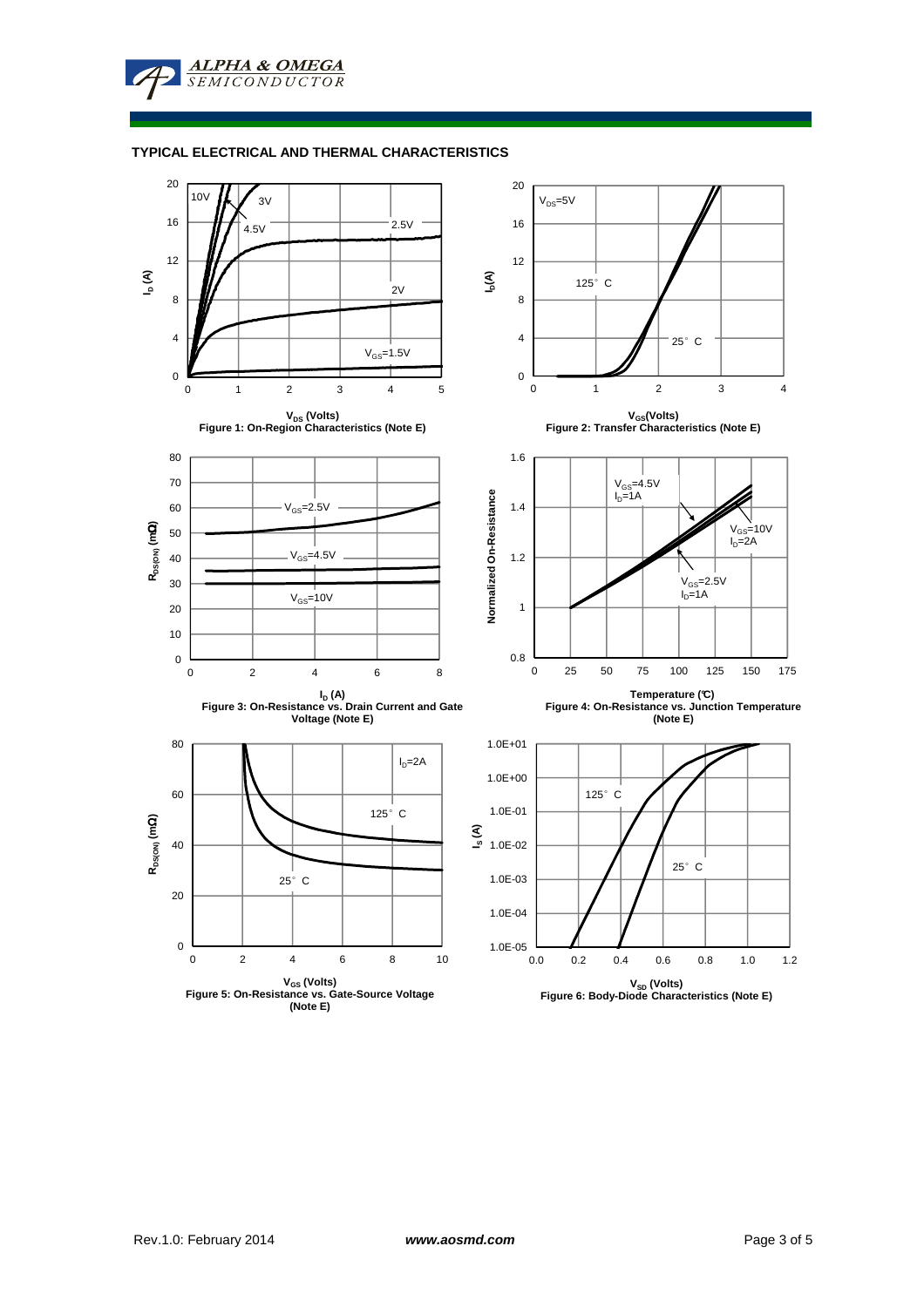## TYPICAL ELECTRICAL AND THERMAL CHARACTERISTICS

Figure 1: On-Region Characteristics (Note E)

Figure 2: Transfer Characteristics (Note E)

Figure 3: On-Resistance vs. Drain Current and Gate Voltage (Note E)

Figure 4: On-Resistance vs. Junction Temperature (Note E)

Figure 5: On-Resistance vs. Gate-Source Voltage (Note E)

Figure 6: Body-Diode Characteristics (Note E)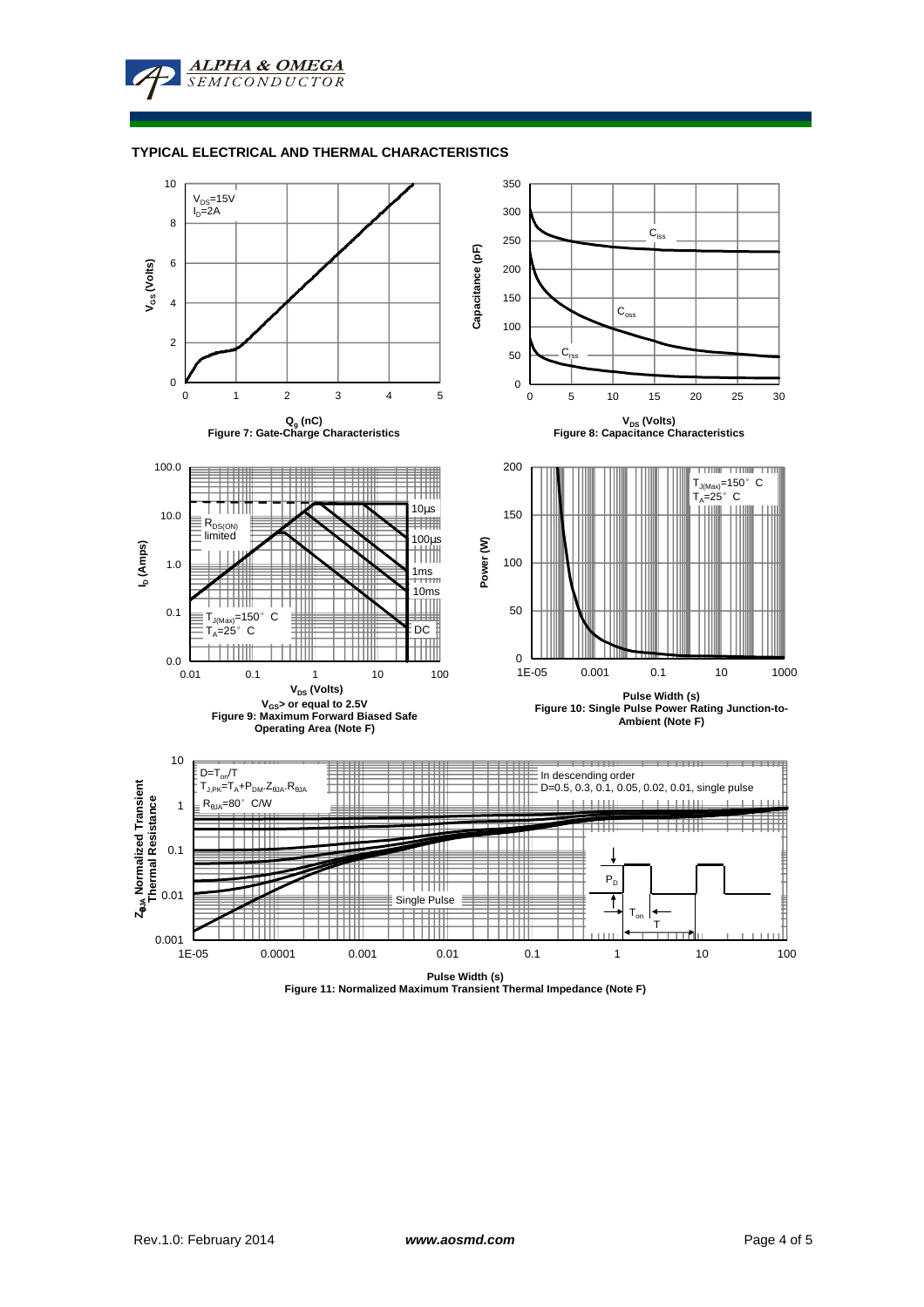## TYPICAL ELECTRICAL AND THERMAL CHARACTERISTICS

$V_{DS}$=15V
$I_D$=2A

$V_{GS}$ (Volts)

$Q_g$ (nC)

Figure 7: Gate-Charge Characteristics

$C_{iss}$
$C_{oss}$
$C_{rss}$

Capacitance (pF)

$V_{DS}$ (Volts)

Figure 8: Capacitance Characteristics

$R_{DS(ON)}$ limited

10µs
100µs
1ms
10ms
DC

$T_{J(Max)}$=150° C
$T_A$=25° C

$I_D$ (Amps)

$V_{DS}$ (Volts)

$V_{GS}$> or equal to 2.5V

Figure 9: Maximum Forward Biased Safe Operating Area (Note F)

$T_{J(Max)}$=150° C
$T_A$=25° C

Power (W)

Pulse Width (s)

Figure 10: Single Pulse Power Rating Junction-to-Ambient (Note F)

$D=T_{on}/T$
$T_{J,PK}=T_A+P_{DM}.Z_{\theta JA}.R_{\theta JA}$
$R_{\theta JA}$=80° C/W

In descending order
D=0.5, 0.3, 0.1, 0.05, 0.02, 0.01, single pulse

Single Pulse

$P_D$
$T_{on}$
T

$Z_{\theta JA}$ Normalized Transient Thermal Resistance

Pulse Width (s)

Figure 11: Normalized Maximum Transient Thermal Impedance (Note F)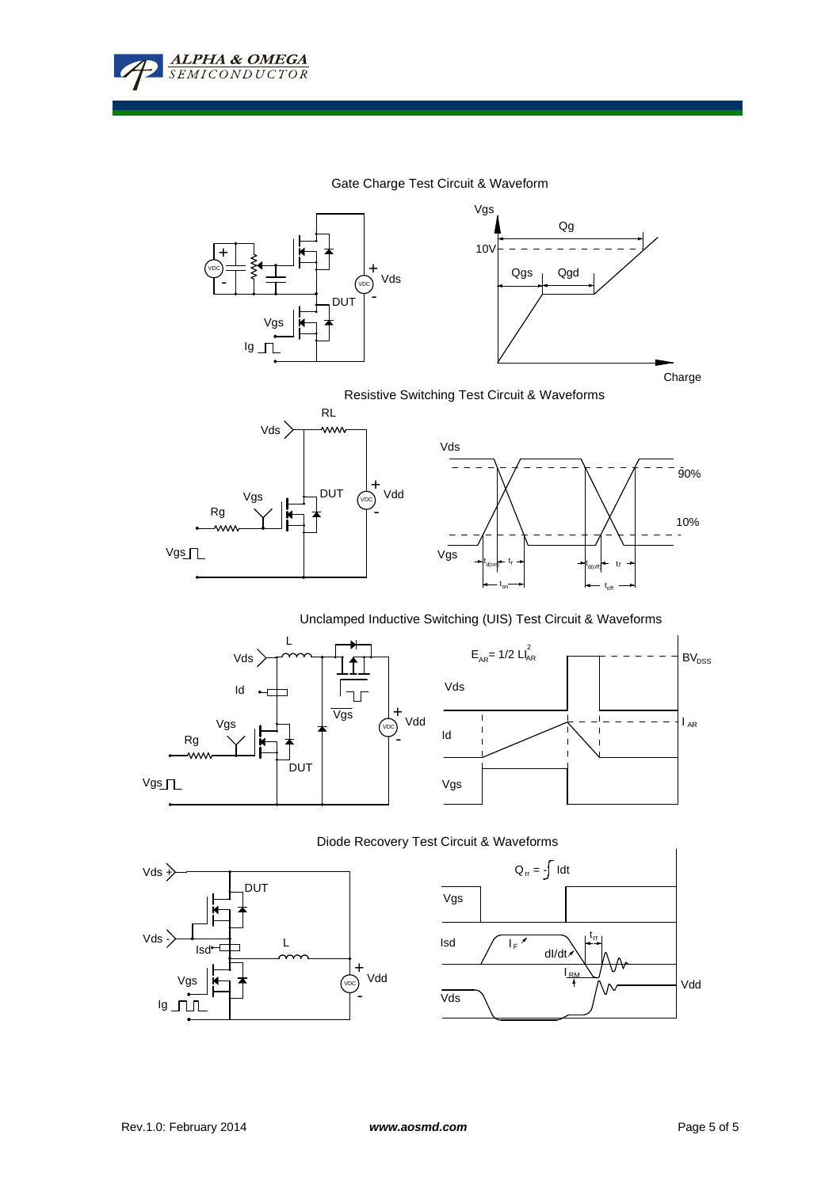## Gate Charge Test Circuit & Waveform

VDC
+
-
VDC
+
Vds
-
DUT
Vgs
Ig

Vgs
Qg
10V
Qgs
Qgd
Charge

## Resistive Switching Test Circuit & Waveforms

RL
Vds
Vgs
Rg
DUT
VDC
+
Vdd
-
Vgs

Vds
90%
10%
Vgs
$t_{d(on)}$
$t_r$
$t_{on}$
$t_{d(off)}$
$t_f$
$t_{off}$

## Unclamped Inductive Switching (UIS) Test Circuit & Waveforms

L
Vds
Id
Vgs
Rg
Vgs
DUT
$\overline{Vgs}$
VDC
+
Vdd
-

$E_{AR} = 1/2\ LI_{AR}^2$
$BV_{DSS}$
Vds
Id
$I_{AR}$
Vgs

## Diode Recovery Test Circuit & Waveforms

Vds +
DUT
Vds -
Isd
L
Vgs
Ig
VDC
+
Vdd
-

$Q_{rr} = -\int Idt$
Vgs
Isd
$I_F$
dI/dt
$t_{rr}$
$I_{RM}$
Vds
Vdd